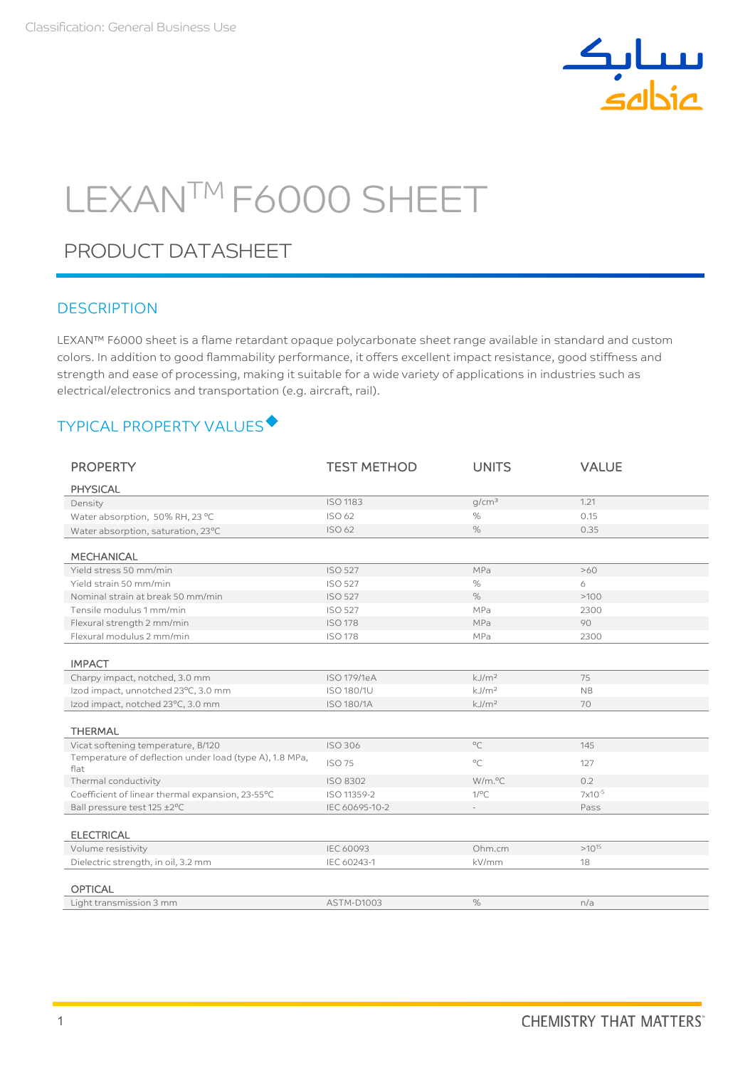Classification: General Business Use

# LEXAN™ F6000 SHEET

## PRODUCT DATASHEET

### DESCRIPTION

LEXAN™ F6000 sheet is a flame retardant opaque polycarbonate sheet range available in standard and custom colors. In addition to good flammability performance, it offers excellent impact resistance, good stiffness and strength and ease of processing, making it suitable for a wide variety of applications in industries such as electrical/electronics and transportation (e.g. aircraft, rail).

### TYPICAL PROPERTY VALUES◆

| PROPERTY | TEST METHOD | UNITS | VALUE |
|---|---|---|---|
| **PHYSICAL** | | | |
| Density | ISO 1183 | g/cm³ | 1.21 |
| Water absorption, 50% RH, 23 °C | ISO 62 | % | 0.15 |
| Water absorption, saturation, 23°C | ISO 62 | % | 0.35 |
| **MECHANICAL** | | | |
| Yield stress 50 mm/min | ISO 527 | MPa | >60 |
| Yield strain 50 mm/min | ISO 527 | % | 6 |
| Nominal strain at break 50 mm/min | ISO 527 | % | >100 |
| Tensile modulus 1 mm/min | ISO 527 | MPa | 2300 |
| Flexural strength 2 mm/min | ISO 178 | MPa | 90 |
| Flexural modulus 2 mm/min | ISO 178 | MPa | 2300 |
| **IMPACT** | | | |
| Charpy impact, notched, 3.0 mm | ISO 179/1eA | kJ/m² | 75 |
| Izod impact, unnotched 23°C, 3.0 mm | ISO 180/1U | kJ/m² | NB |
| Izod impact, notched 23°C, 3.0 mm | ISO 180/1A | kJ/m² | 70 |
| **THERMAL** | | | |
| Vicat softening temperature, B/120 | ISO 306 | °C | 145 |
| Temperature of deflection under load (type A), 1.8 MPa, flat | ISO 75 | °C | 127 |
| Thermal conductivity | ISO 8302 | W/m.°C | 0.2 |
| Coefficient of linear thermal expansion, 23-55°C | ISO 11359-2 | 1/°C | $7x10^{-5}$ |
| Ball pressure test 125 ±2°C | IEC 60695-10-2 | - | Pass |
| **ELECTRICAL** | | | |
| Volume resistivity | IEC 60093 | Ohm.cm | $>10^{15}$ |
| Dielectric strength, in oil, 3.2 mm | IEC 60243-1 | kV/mm | 18 |
| **OPTICAL** | | | |
| Light transmission 3 mm | ASTM-D1003 | % | n/a |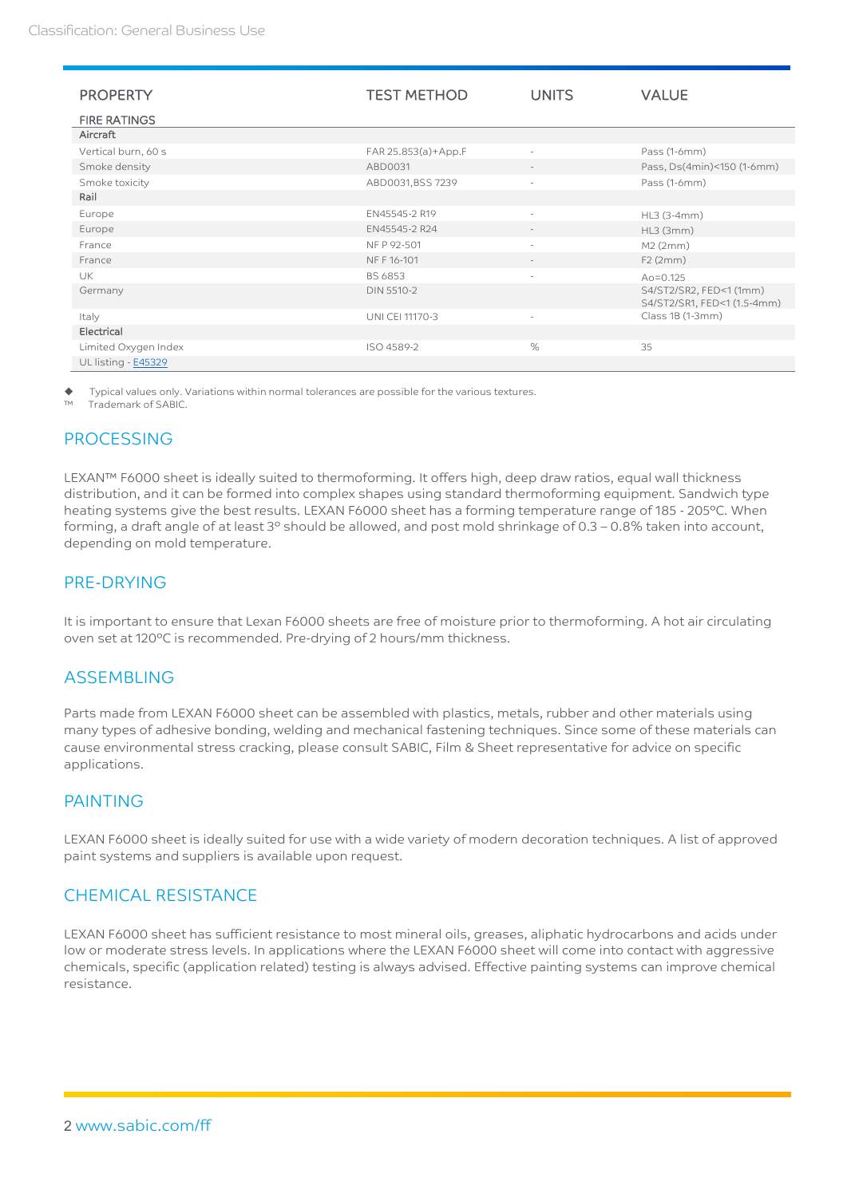| PROPERTY | TEST METHOD | UNITS | VALUE |
|---|---|---|---|
| **FIRE RATINGS** | | | |
| **Aircraft** | | | |
| Vertical burn, 60 s | FAR 25.853(a)+App.F | - | Pass (1-6mm) |
| Smoke density | ABD0031 | - | Pass, Ds(4min)<150 (1-6mm) |
| Smoke toxicity | ABD0031,BSS 7239 | - | Pass (1-6mm) |
| **Rail** | | | |
| Europe | EN45545-2 R19 | - | HL3 (3-4mm) |
| Europe | EN45545-2 R24 | - | HL3 (3mm) |
| France | NF P 92-501 | - | M2 (2mm) |
| France | NF F 16-101 | - | F2 (2mm) |
| UK | BS 6853 | - | Ao=0.125 |
| Germany | DIN 5510-2 | | S4/ST2/SR2, FED<1 (1mm) S4/ST2/SR1, FED<1 (1.5-4mm) |
| Italy | UNI CEI 11170-3 | - | Class 1B (1-3mm) |
| **Electrical** | | | |
| Limited Oxygen Index | ISO 4589-2 | % | 35 |
| UL listing - E45329 | | | |

◆ Typical values only. Variations within normal tolerances are possible for the various textures.

™ Trademark of SABIC.

## PROCESSING

LEXAN™ F6000 sheet is ideally suited to thermoforming. It offers high, deep draw ratios, equal wall thickness distribution, and it can be formed into complex shapes using standard thermoforming equipment. Sandwich type heating systems give the best results. LEXAN F6000 sheet has a forming temperature range of 185 - 205ºC. When forming, a draft angle of at least 3º should be allowed, and post mold shrinkage of 0.3 – 0.8% taken into account, depending on mold temperature.

## PRE-DRYING

It is important to ensure that Lexan F6000 sheets are free of moisture prior to thermoforming. A hot air circulating oven set at 120ºC is recommended. Pre-drying of 2 hours/mm thickness.

## ASSEMBLING

Parts made from LEXAN F6000 sheet can be assembled with plastics, metals, rubber and other materials using many types of adhesive bonding, welding and mechanical fastening techniques. Since some of these materials can cause environmental stress cracking, please consult SABIC, Film & Sheet representative for advice on specific applications.

## PAINTING

LEXAN F6000 sheet is ideally suited for use with a wide variety of modern decoration techniques. A list of approved paint systems and suppliers is available upon request.

## CHEMICAL RESISTANCE

LEXAN F6000 sheet has sufficient resistance to most mineral oils, greases, aliphatic hydrocarbons and acids under low or moderate stress levels. In applications where the LEXAN F6000 sheet will come into contact with aggressive chemicals, specific (application related) testing is always advised. Effective painting systems can improve chemical resistance.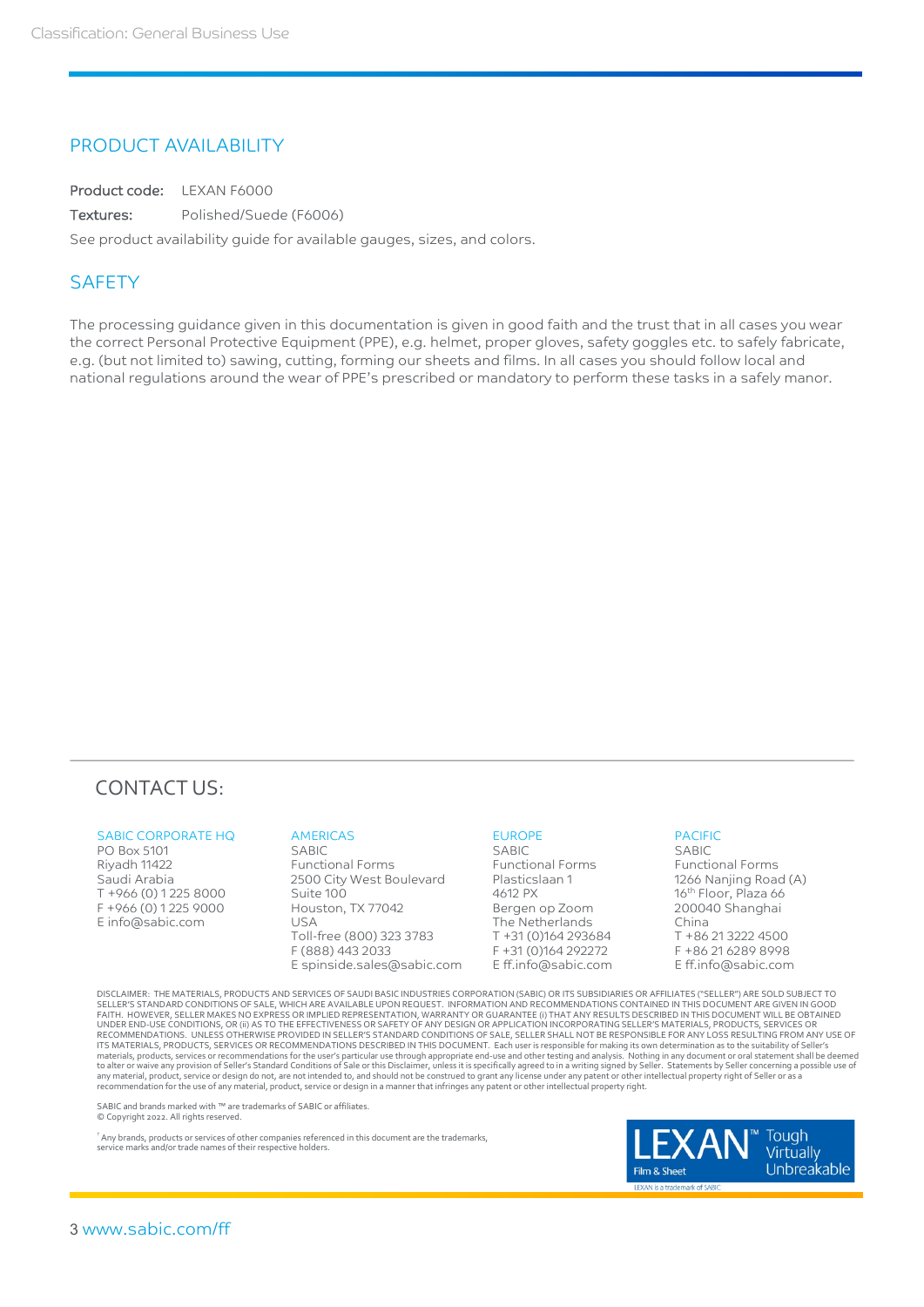## PRODUCT AVAILABILITY

**Product code:** LEXAN F6000

**Textures:** Polished/Suede (F6006)

See product availability guide for available gauges, sizes, and colors.

## SAFETY

The processing guidance given in this documentation is given in good faith and the trust that in all cases you wear the correct Personal Protective Equipment (PPE), e.g. helmet, proper gloves, safety goggles etc. to safely fabricate, e.g. (but not limited to) sawing, cutting, forming our sheets and films. In all cases you should follow local and national regulations around the wear of PPE's prescribed or mandatory to perform these tasks in a safely manor.

## CONTACT US:

**SABIC CORPORATE HQ**
PO Box 5101
Riyadh 11422
Saudi Arabia
T +966 (0) 1 225 8000
F +966 (0) 1 225 9000
E info@sabic.com

**AMERICAS**
SABIC
Functional Forms
2500 City West Boulevard
Suite 100
Houston, TX 77042
USA
Toll-free (800) 323 3783
F (888) 443 2033
E spinside.sales@sabic.com

**EUROPE**
SABIC
Functional Forms
Plasticslaan 1
4612 PX
Bergen op Zoom
The Netherlands
T +31 (0)164 293684
F +31 (0)164 292272
E ff.info@sabic.com

**PACIFIC**
SABIC
Functional Forms
1266 Nanjing Road (A)
16th Floor, Plaza 66
200040 Shanghai
China
T +86 21 3222 4500
F +86 21 6289 8998
E ff.info@sabic.com

DISCLAIMER: THE MATERIALS, PRODUCTS AND SERVICES OF SAUDI BASIC INDUSTRIES CORPORATION (SABIC) OR ITS SUBSIDIARIES OR AFFILIATES ("SELLER") ARE SOLD SUBJECT TO SELLER'S STANDARD CONDITIONS OF SALE, WHICH ARE AVAILABLE UPON REQUEST. INFORMATION AND RECOMMENDATIONS CONTAINED IN THIS DOCUMENT ARE GIVEN IN GOOD FAITH. HOWEVER, SELLER MAKES NO EXPRESS OR IMPLIED REPRESENTATION, WARRANTY OR GUARANTEE (i) THAT ANY RESULTS DESCRIBED IN THIS DOCUMENT WILL BE OBTAINED UNDER END-USE CONDITIONS, OR (ii) AS TO THE EFFECTIVENESS OR SAFETY OF ANY DESIGN OR APPLICATION INCORPORATING SELLER'S MATERIALS, PRODUCTS, SERVICES OR RECOMMENDATIONS. UNLESS OTHERWISE PROVIDED IN SELLER'S STANDARD CONDITIONS OF SALE, SELLER SHALL NOT BE RESPONSIBLE FOR ANY LOSS RESULTING FROM ANY USE OF ITS MATERIALS, PRODUCTS, SERVICES OR RECOMMENDATIONS DESCRIBED IN THIS DOCUMENT. Each user is responsible for making its own determination as to the suitability of Seller's materials, products, services or recommendations for the user's particular use through appropriate end-use and other testing and analysis. Nothing in any document or oral statement shall be deemed to alter or waive any provision of Seller's Standard Conditions of Sale or this Disclaimer, unless it is specifically agreed to in a writing signed by Seller. Statements by Seller concerning a possible use of any material, product, service or design do not, are not intended to, and should not be construed to grant any license under any patent or other intellectual property right of Seller or as a recommendation for the use of any material, product, service or design in a manner that infringes any patent or other intellectual property right.

SABIC and brands marked with ™ are trademarks of SABIC or affiliates.
© Copyright 2022. All rights reserved.

[†] Any brands, products or services of other companies referenced in this document are the trademarks, service marks and/or trade names of their respective holders.

LEXAN™ Film & Sheet — Tough Virtually Unbreakable
LEXAN is a trademark of SABIC

www.sabic.com/ff